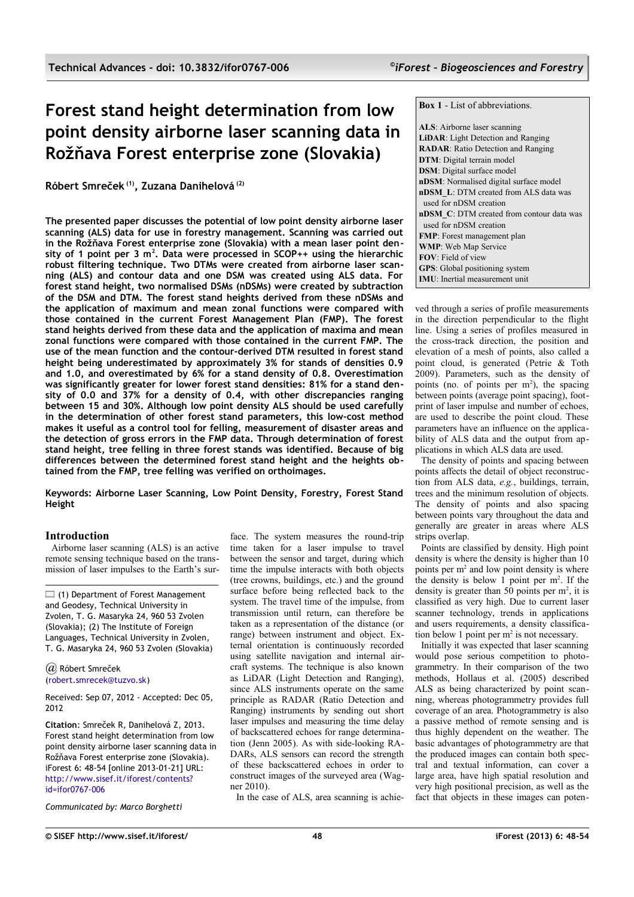# Forest stand height determination from low point density airborne laser scanning data in Rožňava Forest enterprise zone (Slovakia)

**Róbert Smreček [(1)], Zuzana Danihelová [(2)]**

**The presented paper discusses the potential of low point density airborne laser scanning (ALS) data for use in forestry management. Scanning was carried out in the Rožňava Forest enterprise zone (Slovakia) with a mean laser point density of 1 point per 3 m$^2$. Data were processed in SCOP++ using the hierarchic robust filtering technique. Two DTMs were created from airborne laser scanning (ALS) and contour data and one DSM was created using ALS data. For forest stand height, two normalised DSMs (nDSMs) were created by subtraction of the DSM and DTM. The forest stand heights derived from these nDSMs and the application of maximum and mean zonal functions were compared with those contained in the current Forest Management Plan (FMP). The forest stand heights derived from these data and the application of maxima and mean zonal functions were compared with those contained in the current FMP. The use of the mean function and the contour-derived DTM resulted in forest stand height being underestimated by approximately 3% for stands of densities 0.9 and 1.0, and overestimated by 6% for a stand density of 0.8. Overestimation was significantly greater for lower forest stand densities: 81% for a stand density of 0.0 and 37% for a density of 0.4, with other discrepancies ranging between 15 and 30%. Although low point density ALS should be used carefully in the determination of other forest stand parameters, this low-cost method makes it useful as a control tool for felling, measurement of disaster areas and the detection of gross errors in the FMP data. Through determination of forest stand height, tree felling in three forest stands was identified. Because of big differences between the determined forest stand height and the heights obtained from the FMP, tree felling was verified on orthoimages.**

**Keywords: Airborne Laser Scanning, Low Point Density, Forestry, Forest Stand Height**

**Box 1** - List of abbreviations.

**ALS**: Airborne laser scanning
**LiDAR**: Light Detection and Ranging
**RADAR**: Ratio Detection and Ranging
**DTM**: Digital terrain model
**DSM**: Digital surface model
**nDSM**: Normalised digital surface model
**nDSM_L**: DTM created from ALS data was used for nDSM creation
**nDSM_C**: DTM created from contour data was used for nDSM creation
**FMP**: Forest management plan
**WMP**: Web Map Service
**FOV**: Field of view
**GPS**: Global positioning system
**IMU**: Inertial measurement unit

(1) Department of Forest Management and Geodesy, Technical University in Zvolen, T. G. Masaryka 24, 960 53 Zvolen (Slovakia); (2) The Institute of Foreign Languages, Technical University in Zvolen, T. G. Masaryka 24, 960 53 Zvolen (Slovakia)

@ Róbert Smreček (robert.smrecek@tuzvo.sk)

Received: Sep 07, 2012 - Accepted: Dec 05, 2012

**Citation**: Smreček R, Danihelová Z, 2013. Forest stand height determination from low point density airborne laser scanning data in Rožňava Forest enterprise zone (Slovakia). iForest 6: 48-54 [online 2013-01-21] URL: http://www.sisef.it/iforest/contents?id=ifor0767-006

*Communicated by: Marco Borghetti*

## Introduction

Airborne laser scanning (ALS) is an active remote sensing technique based on the transmission of laser impulses to the Earth's surface. The system measures the round-trip time taken for a laser impulse to travel between the sensor and target, during which time the impulse interacts with both objects (tree crowns, buildings, etc.) and the ground surface before being reflected back to the system. The travel time of the impulse, from transmission until return, can therefore be taken as a representation of the distance (or range) between instrument and object. External orientation is continuously recorded using satellite navigation and internal aircraft systems. The technique is also known as LiDAR (Light Detection and Ranging), since ALS instruments operate on the same principle as RADAR (Ratio Detection and Ranging) instruments by sending out short laser impulses and measuring the time delay of backscattered echoes for range determination (Jenn 2005). As with side-looking RADARs, ALS sensors can record the strength of these backscattered echoes in order to construct images of the surveyed area (Wagner 2010).

In the case of ALS, area scanning is achieved through a series of profile measurements in the direction perpendicular to the flight line. Using a series of profiles measured in the cross-track direction, the position and elevation of a mesh of points, also called a point cloud, is generated (Petrie & Toth 2009). Parameters, such as the density of points (no. of points per m$^2$), the spacing between points (average point spacing), footprint of laser impulse and number of echoes, are used to describe the point cloud. These parameters have an influence on the applicability of ALS data and the output from applications in which ALS data are used.

The density of points and spacing between points affects the detail of object reconstruction from ALS data, *e.g.*, buildings, terrain, trees and the minimum resolution of objects. The density of points and also spacing between points vary throughout the data and generally are greater in areas where ALS strips overlap.

Points are classified by density. High point density is where the density is higher than 10 points per m$^2$ and low point density is where the density is below 1 point per m$^2$. If the density is greater than 50 points per m$^2$, it is classified as very high. Due to current laser scanner technology, trends in applications and users requirements, a density classification below 1 point per m$^2$ is not necessary.

Initially it was expected that laser scanning would pose serious competition to photogrammetry. In their comparison of the two methods, Hollaus et al. (2005) described ALS as being characterized by point scanning, whereas photogrammetry provides full coverage of an area. Photogrammetry is also a passive method of remote sensing and is thus highly dependent on the weather. The basic advantages of photogrammetry are that the produced images can contain both spectral and textual information, can cover a large area, have high spatial resolution and very high positional precision, as well as the fact that objects in these images can poten-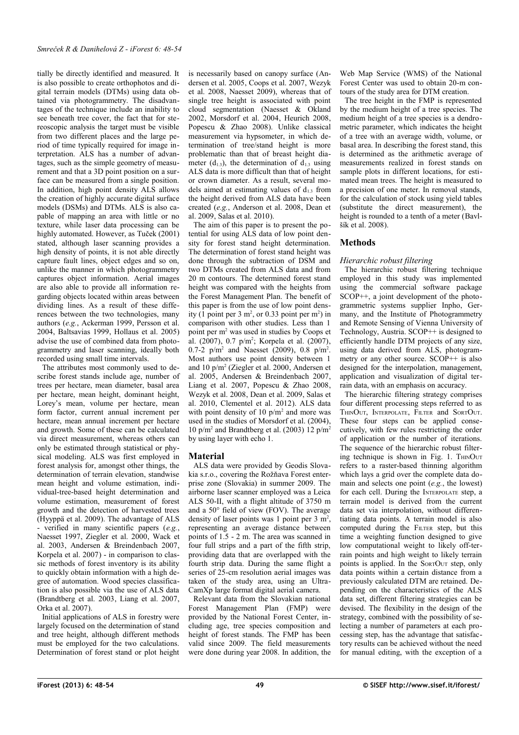tially be directly identified and measured. It is also possible to create orthophotos and digital terrain models (DTMs) using data obtained via photogrammetry. The disadvantages of the technique include an inability to see beneath tree cover, the fact that for stereoscopic analysis the target must be visible from two different places and the large period of time typically required for image interpretation. ALS has a number of advantages, such as the simple geometry of measurement and that a 3D point position on a surface can be measured from a single position. In addition, high point density ALS allows the creation of highly accurate digital surface models (DSMs) and DTMs. ALS is also capable of mapping an area with little or no texture, while laser data processing can be highly automated. However, as Tuček (2001) stated, although laser scanning provides a high density of points, it is not able directly capture fault lines, object edges and so on, unlike the manner in which photogrammetry captures object information. Aerial images are also able to provide all information regarding objects located within areas between dividing lines. As a result of these differences between the two technologies, many authors (*e.g.*, Ackerman 1999, Persson et al. 2004, Baltsavias 1999, Hollaus et al. 2005) advise the use of combined data from photogrammetry and laser scanning, ideally both recorded using small time intervals.

The attributes most commonly used to describe forest stands include age, number of trees per hectare, mean diameter, basal area per hectare, mean height, dominant height, Lorey's mean, volume per hectare, mean form factor, current annual increment per hectare, mean annual increment per hectare and growth. Some of these can be calculated via direct measurement, whereas others can only be estimated through statistical or physical modeling. ALS was first employed in forest analysis for, amongst other things, the determination of terrain elevation, standwise mean height and volume estimation, individual-tree-based height determination and volume estimation, measurement of forest growth and the detection of harvested trees (Hyyppä et al. 2009). The advantage of ALS - verified in many scientific papers (*e.g.*, Naesset 1997, Ziegler et al. 2000, Wack et al. 2003, Andersen & Breindenbach 2007, Korpela et al. 2007) - in comparison to classic methods of forest inventory is its ability to quickly obtain information with a high degree of automation. Wood species classification is also possible via the use of ALS data (Brandtberg et al. 2003, Liang et al. 2007, Orka et al. 2007).

Initial applications of ALS in forestry were largely focused on the determination of stand and tree height, although different methods must be employed for the two calculations. Determination of forest stand or plot height is necessarily based on canopy surface (Andersen et al. 2005, Coops et al. 2007, Wezyk et al. 2008, Naesset 2009), whereas that of single tree height is associated with point cloud segmentation (Naesset & Okland 2002, Morsdorf et al. 2004, Heurich 2008, Popescu & Zhao 2008). Unlike classical measurement via hypsometer, in which determination of tree/stand height is more problematic than that of breast height diameter ($d_{1.3}$), the determination of $d_{1.3}$ using ALS data is more difficult than that of height or crown diameter. As a result, several models aimed at estimating values of $d_{1.3}$ from the height derived from ALS data have been created (*e.g.*, Anderson et al. 2008, Dean et al. 2009, Salas et al. 2010).

The aim of this paper is to present the potential for using ALS data of low point density for forest stand height determination. The determination of forest stand height was done through the subtraction of DSM and two DTMs created from ALS data and from 20 m contours. The determined forest stand height was compared with the heights from the Forest Management Plan. The benefit of this paper is from the use of low point density (1 point per 3 m$^2$, or 0.33 point per m$^2$) in comparison with other studies. Less than 1 point per m$^2$ was used in studies by Coops et al. (2007), 0.7 p/m$^2$; Korpela et al. (2007), 0.7-2 p/m$^2$ and Naesset (2009), 0.8 p/m$^2$. Most authors use point density between 1 and 10 p/m$^2$ (Ziegler et al. 2000, Andersen et al. 2005, Andersen & Breindenbach 2007, Liang et al. 2007, Popescu & Zhao 2008, Wezyk et al. 2008, Dean et al. 2009, Salas et al. 2010, Clementel et al. 2012). ALS data with point density of 10 p/m$^2$ and more was used in the studies of Morsdorf et al. (2004), 10 p/m$^2$ and Brandtberg et al. (2003) 12 p/m$^2$ by using layer with echo 1.

## Material

ALS data were provided by Geodis Slovakia s.r.o., covering the Rožňava Forest enterprise zone (Slovakia) in summer 2009. The airborne laser scanner employed was a Leica ALS 50-II, with a flight altitude of 3750 m and a 50° field of view (FOV). The average density of laser points was 1 point per 3 m$^2$, representing an average distance between points of 1.5 - 2 m. The area was scanned in four full strips and a part of the fifth strip, providing data that are overlapped with the fourth strip data. During the same flight a series of 25-cm resolution aerial images was taken of the study area, using an UltraCamXp large format digital aerial camera.

Relevant data from the Slovakian national Forest Management Plan (FMP) were provided by the National Forest Center, including age, tree species composition and height of forest stands. The FMP has been valid since 2009. The field measurements were done during year 2008. In addition, the Web Map Service (WMS) of the National Forest Center was used to obtain 20-m contours of the study area for DTM creation.

The tree height in the FMP is represented by the medium height of a tree species. The medium height of a tree species is a dendrometric parameter, which indicates the height of a tree with an average width, volume, or basal area. In describing the forest stand, this is determined as the arithmetic average of measurements realized in forest stands on sample plots in different locations, for estimated mean trees. The height is measured to a precision of one meter. In removal stands, for the calculation of stock using yield tables (substitute the direct measurement), the height is rounded to a tenth of a meter (Bavlšík et al. 2008).

## Methods

### *Hierarchic robust filtering*

The hierarchic robust filtering technique employed in this study was implemented using the commercial software package SCOP++, a joint development of the photogrammetric systems supplier Inpho, Germany, and the Institute of Photogrammetry and Remote Sensing of Vienna University of Technology, Austria. SCOP++ is designed to efficiently handle DTM projects of any size, using data derived from ALS, photogrammetry or any other source. SCOP++ is also designed for the interpolation, management, application and visualization of digital terrain data, with an emphasis on accuracy.

The hierarchic filtering strategy comprises four different processing steps referred to as ThinOut, Interpolate, Filter and SortOut. These four steps can be applied consecutively, with few rules restricting the order of application or the number of iterations. The sequence of the hierarchic robust filtering technique is shown in Fig. 1. ThinOut refers to a raster-based thinning algorithm which lays a grid over the complete data domain and selects one point (*e.g.*, the lowest) for each cell. During the Interpolate step, a terrain model is derived from the current data set via interpolation, without differentiating data points. A terrain model is also computed during the Filter step, but this time a weighting function designed to give low computational weight to likely off-terrain points and high weight to likely terrain points is applied. In the SortOut step, only data points within a certain distance from a previously calculated DTM are retained. Depending on the characteristics of the ALS data set, different filtering strategies can be devised. The flexibility in the design of the strategy, combined with the possibility of selecting a number of parameters at each processing step, has the advantage that satisfactory results can be achieved without the need for manual editing, with the exception of a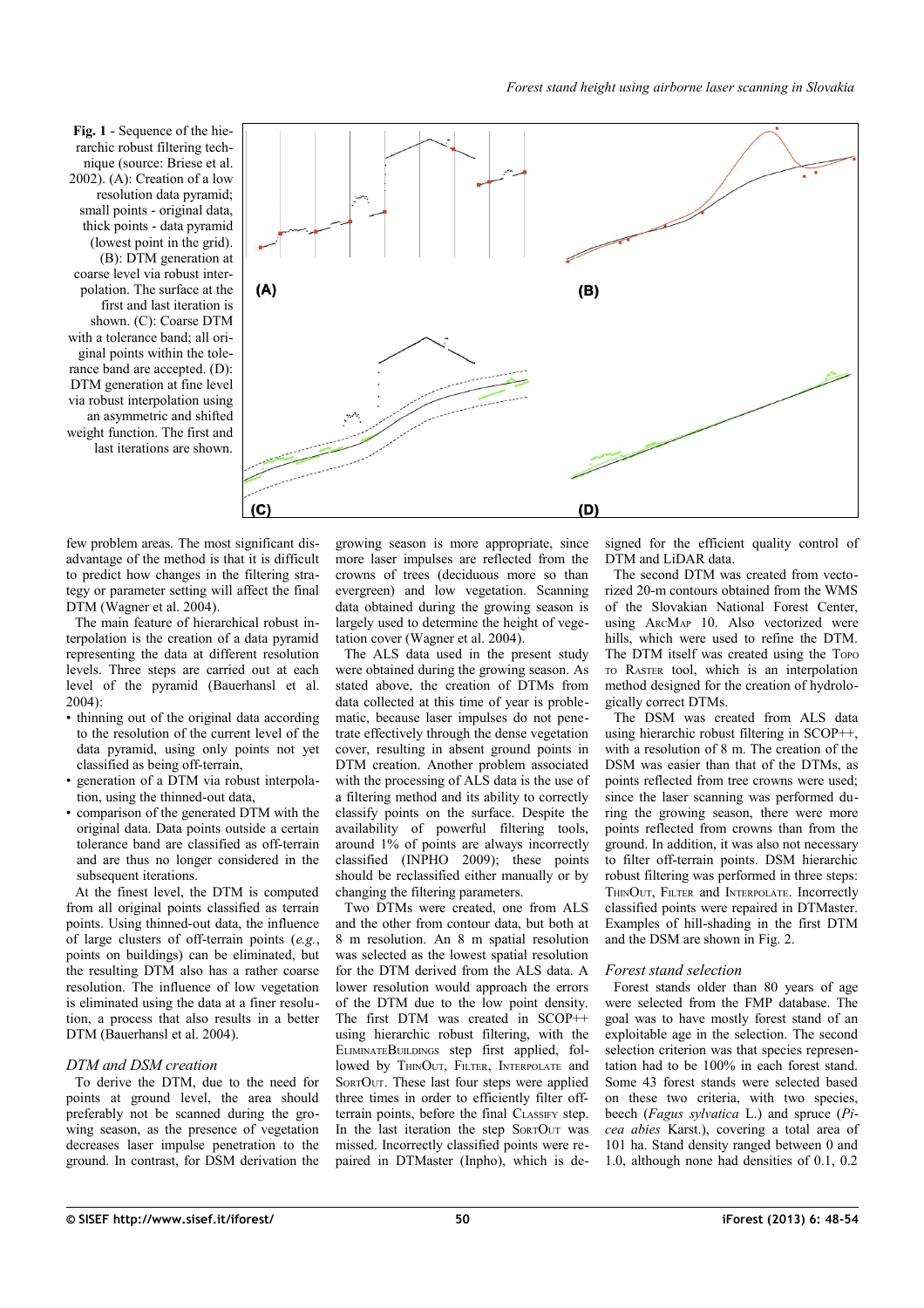**Fig. 1** - Sequence of the hierarchic robust filtering technique (source: Briese et al. 2002). (A): Creation of a low resolution data pyramid; small points - original data, thick points - data pyramid (lowest point in the grid). (B): DTM generation at coarse level via robust interpolation. The surface at the first and last iteration is shown. (C): Coarse DTM with a tolerance band; all original points within the tolerance band are accepted. (D): DTM generation at fine level via an robust interpolation using an asymmetric and shifted weight function. The first and last iterations are shown.

(A)

(B)

(C)

(D)

few problem areas. The most significant disadvantage of the method is that it is difficult to predict how changes in the filtering strategy or parameter setting will affect the final DTM (Wagner et al. 2004).

The main feature of hierarchical robust interpolation is the creation of a data pyramid representing the data at different resolution levels. Three steps are carried out at each level of the pyramid (Bauerhansl et al. 2004):

- thinning out of the original data according to the resolution of the current level of the data pyramid, using only points not yet classified as being off-terrain,
- generation of a DTM via robust interpolation, using the thinned-out data,
- comparison of the generated DTM with the original data. Data points outside a certain tolerance band are classified as off-terrain and are thus no longer considered in the subsequent iterations.

At the finest level, the DTM is computed from all original points classified as terrain points. Using thinned-out data, the influence of large clusters of off-terrain points (*e.g.*, points on buildings) can be eliminated, but the resulting DTM also has a rather coarse resolution. The influence of low vegetation is eliminated using the data at a finer resolution, a process that also results in a better DTM (Bauerhansl et al. 2004).

### *DTM and DSM creation*

To derive the DTM, due to the need for points at ground level, the area should preferably not be scanned during the growing season, as the presence of vegetation decreases laser impulse penetration to the ground. In contrast, for DSM derivation the growing season is more appropriate, since more laser impulses are reflected from the crowns of trees (deciduous more so than evergreen) and low vegetation. Scanning data obtained during the growing season is largely used to determine the height of vegetation cover (Wagner et al. 2004).

The ALS data used in the present study were obtained during the growing season. As stated above, the creation of DTMs from data collected at this time of year is problematic, because laser impulses do not penetrate effectively through the dense vegetation cover, resulting in absent ground points in DTM creation. Another problem associated with the processing of ALS data is the use of a filtering method and its ability to correctly classify points on the surface. Despite the availability of powerful filtering tools, around 1% of points are always incorrectly classified (INPHO 2009); these points should be reclassified either manually or by changing the filtering parameters.

Two DTMs were created, one from ALS and the other from contour data, but both at 8 m resolution. An 8 m spatial resolution was selected as the lowest spatial resolution for the DTM derived from the ALS data. A lower resolution would approach the errors of the DTM due to the low point density. The first DTM was created in SCOP++ using hierarchic robust filtering, with the ELIMINATEBUILDINGS step first applied, followed by THINOUT, FILTER, INTERPOLATE and SORTOUT. These last four steps were applied three times in order to efficiently filter off-terrain points, before the final CLASSIFY step. In the last iteration the step SORTOUT was missed. Incorrectly classified points were repaired in DTMaster (Inpho), which is designed for the efficient quality control of DTM and LiDAR data.

The second DTM was created from vectorized 20-m contours obtained from the WMS of the Slovakian National Forest Center, using ARCMAP 10. Also vectorized were hills, which were used to refine the DTM. The DTM itself was created using the TOPO TO RASTER tool, which is an interpolation method designed for the creation of hydrologically correct DTMs.

The DSM was created from ALS data using hierarchic robust filtering in SCOP++, with a resolution of 8 m. The creation of the DSM was easier than that of the DTMs, as points reflected from tree crowns were used; since the laser scanning was performed during the growing season, there were more points reflected from crowns than from the ground. In addition, it was also not necessary to filter off-terrain points. DSM hierarchic robust filtering was performed in three steps: THINOUT, FILTER and INTERPOLATE. Incorrectly classified points were repaired in DTMaster. Examples of hill-shading in the first DTM and the DSM are shown in Fig. 2.

### *Forest stand selection*

Forest stands older than 80 years of age were selected from the FMP database. The goal was to have mostly forest stand of an exploitable age in the selection. The second selection criterion was that species representation had to be 100% in each forest stand. Some 43 forest stands were selected based on these two criteria, with two species, beech (*Fagus sylvatica* L.) and spruce (*Picea abies* Karst.), covering a total area of 101 ha. Stand density ranged between 0 and 1.0, although none had densities of 0.1, 0.2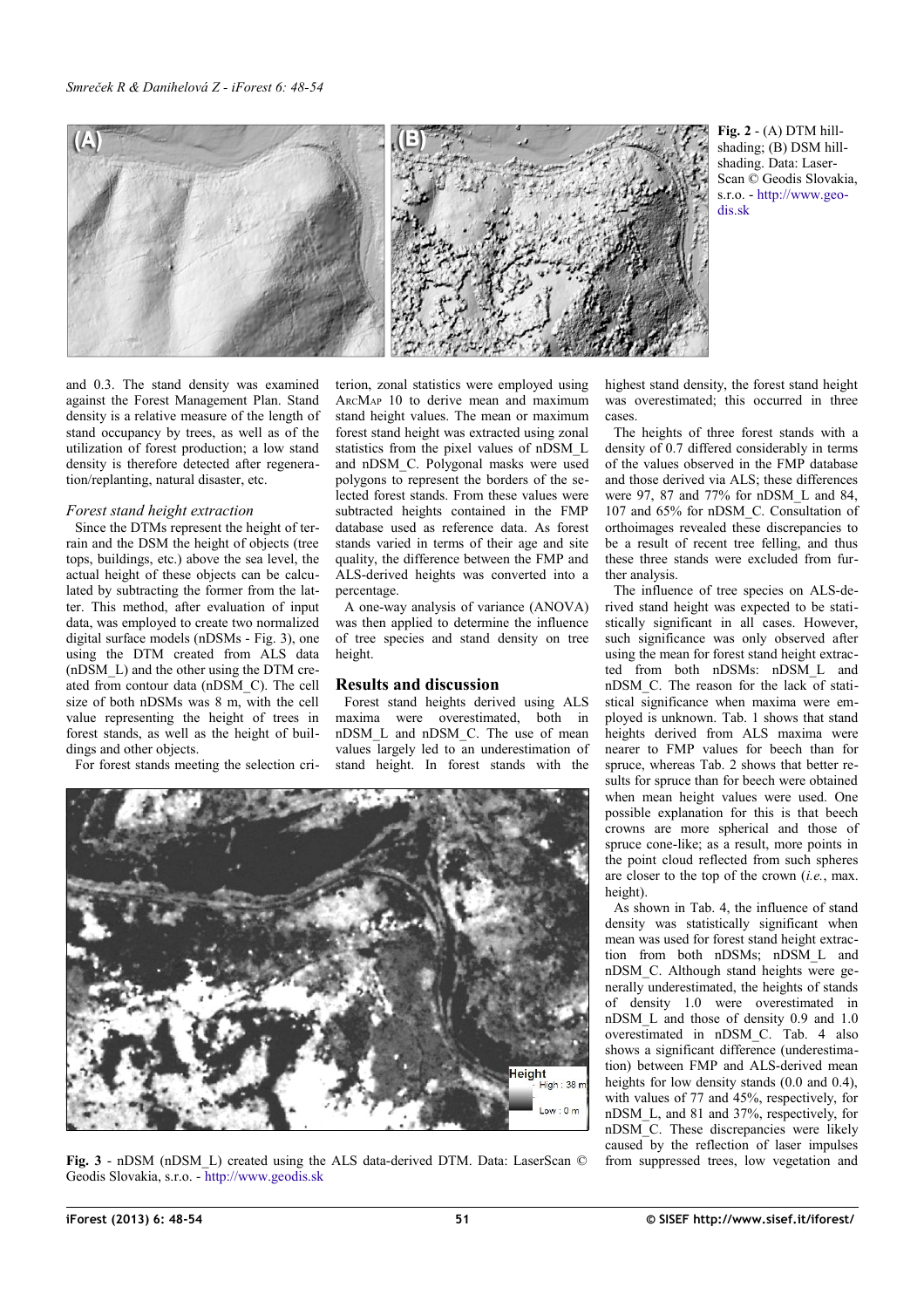**Fig. 2** - (A) DTM hillshading; (B) DSM hillshading. Data: LaserScan © Geodis Slovakia, s.r.o. - http://www.geodis.sk

and 0.3. The stand density was examined against the Forest Management Plan. Stand density is a relative measure of the length of stand occupancy by trees, as well as of the utilization of forest production; a low stand density is therefore detected after regeneration/replanting, natural disaster, etc.

### *Forest stand height extraction*

Since the DTMs represent the height of terrain and the DSM the height of objects (tree tops, buildings, etc.) above the sea level, the actual height of these objects can be calculated by subtracting the former from the latter. This method, after evaluation of input data, was employed to create two normalized digital surface models (nDSMs - Fig. 3), one using the DTM created from ALS data (nDSM_L) and the other using the DTM created from contour data (nDSM_C). The cell size of both nDSMs was 8 m, with the cell value representing the height of trees in forest stands, as well as the height of buildings and other objects.

For forest stands meeting the selection criterion, zonal statistics were employed using ArcMap 10 to derive mean and maximum stand height values. The mean or maximum forest stand height was extracted using zonal statistics from the pixel values of nDSM_L and nDSM_C. Polygonal masks were used polygons to represent the borders of the selected forest stands. From these values were subtracted heights contained in the FMP database used as reference data. As forest stands varied in terms of their age and site quality, the difference between the FMP and ALS-derived heights was converted into a percentage.

A one-way analysis of variance (ANOVA) was then applied to determine the influence of tree species and stand density on tree height.

## Results and discussion

Forest stand heights derived using ALS maxima were overestimated, both in nDSM_L and nDSM_C. The use of mean values largely led to an underestimation of stand height. In forest stands with the highest stand density, the forest stand height was overestimated; this occurred in three cases.

The heights of three forest stands with a density of 0.7 differed considerably in terms of the values observed in the FMP database and those derived via ALS; these differences were 97, 87 and 77% for nDSM_L and 84, 107 and 65% for nDSM_C. Consultation of orthoimages revealed these discrepancies to be a result of recent tree felling, and thus these three stands were excluded from further analysis.

The influence of tree species on ALS-derived stand height was expected to be statistically significant in all cases. However, such significance was only observed after using the mean for forest stand height extracted from both nDSMs: nDSM_L and nDSM_C. The reason for the lack of statistical significance when maxima were employed is unknown. Tab. 1 shows that stand heights derived from ALS maxima were nearer to FMP values for beech than for spruce, whereas Tab. 2 shows that better results for spruce than for beech were obtained when mean height values were used. One possible explanation for this is that beech crowns are more spherical and those of spruce cone-like; as a result, more points in the point cloud reflected from such spheres are closer to the top of the crown (*i.e.*, max. height).

As shown in Tab. 4, the influence of stand density was statistically significant when mean was used for forest stand height extraction from both nDSMs; nDSM_L and nDSM_C. Although stand heights were generally underestimated, the heights of stands of density 1.0 were overestimated in nDSM_L and those of density 0.9 and 1.0 overestimated in nDSM_C. Tab. 4 also shows a significant difference (underestimation) between FMP and ALS-derived mean heights for low density stands (0.0 and 0.4), with values of 77 and 45%, respectively, for nDSM_L, and 81 and 37%, respectively, for nDSM_C. These discrepancies were likely caused by the reflection of laser impulses from suppressed trees, low vegetation and

**Fig. 3** - nDSM (nDSM_L) created using the ALS data-derived DTM. Data: LaserScan © Geodis Slovakia, s.r.o. - http://www.geodis.sk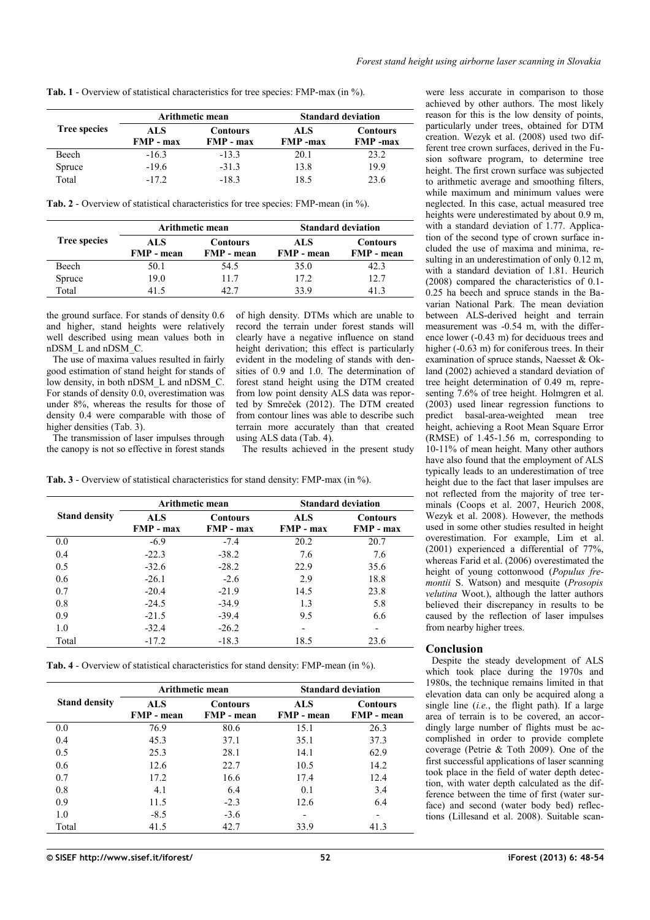**Tab. 1** - Overview of statistical characteristics for tree species: FMP-max (in %).

| Tree species | Arithmetic mean | | Standard deviation | |
|---|---|---|---|---|
| | ALS FMP - max | Contours FMP - max | ALS FMP -max | Contours FMP -max |
| Beech | -16.3 | -13.3 | 20.1 | 23.2 |
| Spruce | -19.6 | -31.3 | 13.8 | 19.9 |
| Total | -17.2 | -18.3 | 18.5 | 23.6 |

**Tab. 2** - Overview of statistical characteristics for tree species: FMP-mean (in %).

| Tree species | Arithmetic mean | | Standard deviation | |
|---|---|---|---|---|
| | ALS FMP - mean | Contours FMP - mean | ALS FMP - mean | Contours FMP - mean |
| Beech | 50.1 | 54.5 | 35.0 | 42.3 |
| Spruce | 19.0 | 11.7 | 17.2 | 12.7 |
| Total | 41.5 | 42.7 | 33.9 | 41.3 |

the ground surface. For stands of density 0.6 and higher, stand heights were relatively well described using mean values both in nDSM_L and nDSM_C.

The use of maxima values resulted in fairly good estimation of stand height for stands of low density, in both nDSM_L and nDSM_C. For stands of density 0.0, overestimation was under 8%, whereas the results for those of density 0.4 were comparable with those of higher densities (Tab. 3).

The transmission of laser impulses through the canopy is not so effective in forest stands of high density. DTMs which are unable to record the terrain under forest stands will clearly have a negative influence on stand height derivation; this effect is particularly evident in the modeling of stands with densities of 0.9 and 1.0. The determination of forest stand height using the DTM created from low point density ALS data was reported by Smreček (2012). The DTM created from contour lines was able to describe such terrain more accurately than that created using ALS data (Tab. 4).

The results achieved in the present study were less accurate in comparison to those achieved by other authors. The most likely reason for this is the low density of points, particularly under trees, obtained for DTM creation. Wezyk et al. (2008) used two different tree crown surfaces, derived in the Fusion software program, to determine tree height. The first crown surface was subjected to arithmetic average and smoothing filters, while maximum and minimum values were neglected. In this case, actual measured tree heights were underestimated by about 0.9 m, with a standard deviation of 1.77. Application of the second type of crown surface included the use of maxima and minima, resulting in an underestimation of only 0.12 m, with a standard deviation of 1.81. Heurich (2008) compared the characteristics of 0.1-0.25 ha beech and spruce stands in the Bavarian National Park. The mean deviation between ALS-derived height and terrain measurement was -0.54 m, with the difference lower (-0.43 m) for deciduous trees and higher (-0.63 m) for coniferous trees. In their examination of spruce stands, Naesset & Okland (2002) achieved a standard deviation of tree height determination of 0.49 m, representing 7.6% of tree height. Holmgren et al. (2003) used linear regression functions to predict basal-area-weighted mean tree height, achieving a Root Mean Square Error (RMSE) of 1.45-1.56 m, corresponding to 10-11% of mean height. Many other authors have also found that the employment of ALS typically leads to an underestimation of tree height due to the fact that laser impulses are not reflected from the majority of tree terminals (Coops et al. 2007, Heurich 2008, Wezyk et al. 2008). However, the methods used in some other studies resulted in height overestimation. For example, Lim et al. (2001) experienced a differential of 77%, whereas Farid et al. (2006) overestimated the height of young cottonwood (*Populus fremontii* S. Watson) and mesquite (*Prosopis velutina* Woot.), although the latter authors believed their discrepancy in results to be caused by the reflection of laser impulses from nearby higher trees.

**Tab. 3** - Overview of statistical characteristics for stand density: FMP-max (in %).

| Stand density | Arithmetic mean | | Standard deviation | |
|---|---|---|---|---|
| | ALS FMP - max | Contours FMP - max | ALS FMP - max | Contours FMP - max |
| 0.0 | -6.9 | -7.4 | 20.2 | 20.7 |
| 0.4 | -22.3 | -38.2 | 7.6 | 7.6 |
| 0.5 | -32.6 | -28.2 | 22.9 | 35.6 |
| 0.6 | -26.1 | -2.6 | 2.9 | 18.8 |
| 0.7 | -20.4 | -21.9 | 14.5 | 23.8 |
| 0.8 | -24.5 | -34.9 | 1.3 | 5.8 |
| 0.9 | -21.5 | -39.4 | 9.5 | 6.6 |
| 1.0 | -32.4 | -26.2 | - | - |
| Total | -17.2 | -18.3 | 18.5 | 23.6 |

**Tab. 4** - Overview of statistical characteristics for stand density: FMP-mean (in %).

| Stand density | Arithmetic mean | | Standard deviation | |
|---|---|---|---|---|
| | ALS FMP - mean | Contours FMP - mean | ALS FMP - mean | Contours FMP - mean |
| 0.0 | 76.9 | 80.6 | 15.1 | 26.3 |
| 0.4 | 45.3 | 37.1 | 35.1 | 37.3 |
| 0.5 | 25.3 | 28.1 | 14.1 | 62.9 |
| 0.6 | 12.6 | 22.7 | 10.5 | 14.2 |
| 0.7 | 17.2 | 16.6 | 17.4 | 12.4 |
| 0.8 | 4.1 | 6.4 | 0.1 | 3.4 |
| 0.9 | 11.5 | -2.3 | 12.6 | 6.4 |
| 1.0 | -8.5 | -3.6 | - | - |
| Total | 41.5 | 42.7 | 33.9 | 41.3 |

## Conclusion

Despite the steady development of ALS which took place during the 1970s and 1980s, the technique remains limited in that elevation data can only be acquired along a single line (*i.e.*, the flight path). If a large area of terrain is to be covered, an accordingly large number of flights must be accomplished in order to provide complete coverage (Petrie & Toth 2009). One of the first successful applications of laser scanning took place in the field of water depth detection, with water depth calculated as the difference between the time of first (water surface) and second (water body bed) reflections (Lillesand et al. 2008). Suitable scan-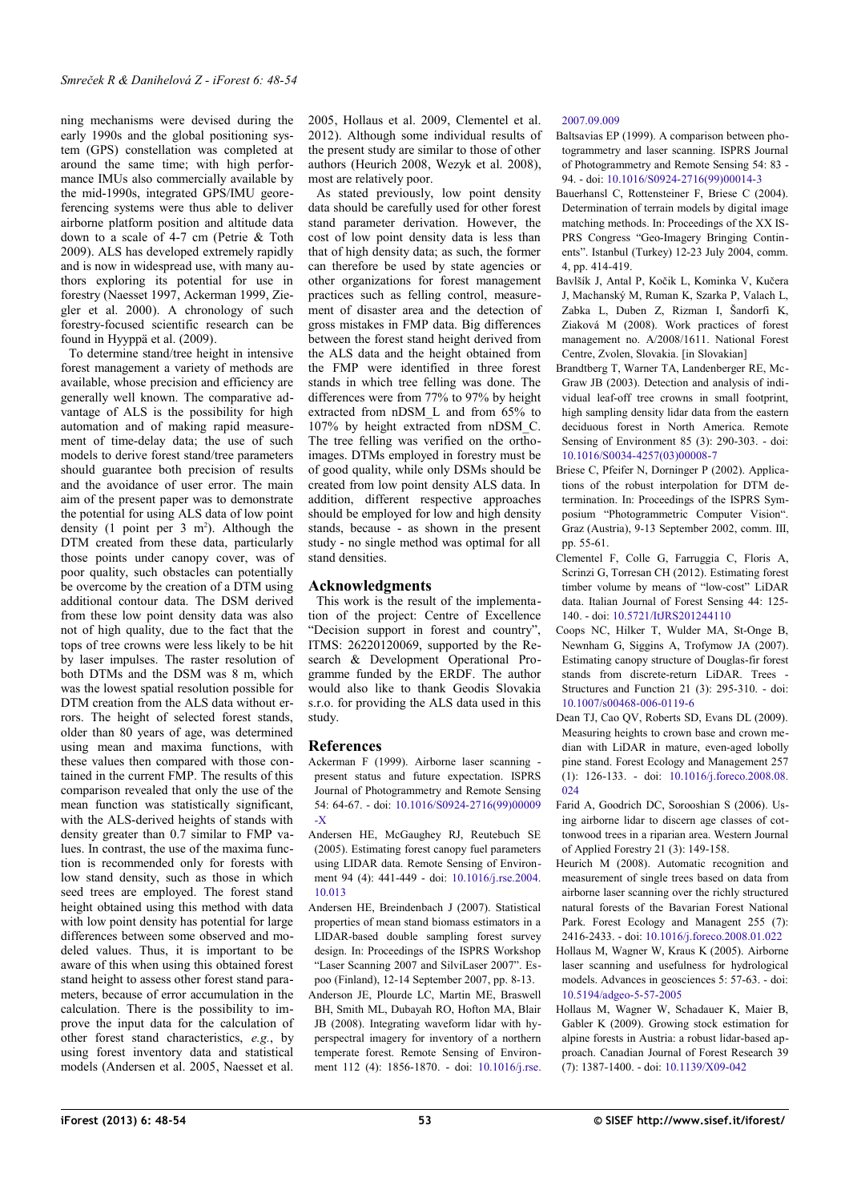ning mechanisms were devised during the early 1990s and the global positioning system (GPS) constellation was completed at around the same time; with high performance IMUs also commercially available by the mid-1990s, integrated GPS/IMU georeferencing systems were thus able to deliver airborne platform position and altitude data down to a scale of 4-7 cm (Petrie & Toth 2009). ALS has developed extremely rapidly and is now in widespread use, with many authors exploring its potential for use in forestry (Naesset 1997, Ackerman 1999, Ziegler et al. 2000). A chronology of such forestry-focused scientific research can be found in Hyyppä et al. (2009).

To determine stand/tree height in intensive forest management a variety of methods are available, whose precision and efficiency are generally well known. The comparative advantage of ALS is the possibility for high automation and of making rapid measurement of time-delay data; the use of such models to derive forest stand/tree parameters should guarantee both precision of results and the avoidance of user error. The main aim of the present paper was to demonstrate the potential for using ALS data of low point density (1 point per 3 m$^2$). Although the DTM created from these data, particularly those points under canopy cover, was of poor quality, such obstacles can potentially be overcome by the creation of a DTM using additional contour data. The DSM derived from these low point density data was also not of high quality, due to the fact that the tops of tree crowns were less likely to be hit by laser impulses. The raster resolution of both DTMs and the DSM was 8 m, which was the lowest spatial resolution possible for DTM creation from the ALS data without errors. The height of selected forest stands, older than 80 years of age, was determined using mean and maxima functions, with these values then compared with those contained in the current FMP. The results of this comparison revealed that only the use of the mean function was statistically significant, with the ALS-derived heights of stands with density greater than 0.7 similar to FMP values. In contrast, the use of the maxima function is recommended only for forests with low stand density, such as those in which seed trees are employed. The forest stand height obtained using this method with data with low point density has potential for large differences between some observed and modeled values. Thus, it is important to be aware of this when using this obtained forest stand height to assess other forest stand parameters, because of error accumulation in the calculation. There is the possibility to improve the input data for the calculation of other forest stand characteristics, *e.g.*, by using forest inventory data and statistical models (Andersen et al. 2005, Naesset et al. 2005, Hollaus et al. 2009, Clementel et al. 2012). Although some individual results of the present study are similar to those of other authors (Heurich 2008, Wezyk et al. 2008), most are relatively poor.

As stated previously, low point density data should be carefully used for other forest stand parameter derivation. However, the cost of low point density data is less than that of high density data; as such, the former can therefore be used by state agencies or other organizations for forest management practices such as felling control, measurement of disaster area and the detection of gross mistakes in FMP data. Big differences between the forest stand height derived from the ALS data and the height obtained from the FMP were identified in three forest stands in which tree felling was done. The differences were from 77% to 97% by height extracted from nDSM_L and from 65% to 107% by height extracted from nDSM_C. The tree felling was verified on the orthoimages. DTMs employed in forestry must be of good quality, while only DSMs should be created from low point density ALS data. In addition, different respective approaches should be employed for low and high density stands, because - as shown in the present study - no single method was optimal for all stand densities.

## Acknowledgments

This work is the result of the implementation of the project: Centre of Excellence "Decision support in forest and country", ITMS: 26220120069, supported by the Research & Development Operational Programme funded by the ERDF. The author would also like to thank Geodis Slovakia s.r.o. for providing the ALS data used in this study.

## References

Ackerman F (1999). Airborne laser scanning - present status and future expectation. ISPRS Journal of Photogrammetry and Remote Sensing 54: 64-67. - doi: 10.1016/S0924-2716(99)00009-X

Andersen HE, McGaughey RJ, Reutebuch SE (2005). Estimating forest canopy fuel parameters using LIDAR data. Remote Sensing of Environment 94 (4): 441-449 - doi: 10.1016/j.rse.2004.10.013

Andersen HE, Breindenbach J (2007). Statistical properties of mean stand biomass estimators in a LIDAR-based double sampling forest survey design. In: Proceedings of the ISPRS Workshop "Laser Scanning 2007 and SilviLaser 2007". Espoo (Finland), 12-14 September 2007, pp. 8-13.

Anderson JE, Plourde LC, Martin ME, Braswell BH, Smith ML, Dubayah RO, Hofton MA, Blair JB (2008). Integrating waveform lidar with hyperspectral imagery for inventory of a northern temperate forest. Remote Sensing of Environment 112 (4): 1856-1870. - doi: 10.1016/j.rse.2007.09.009

Baltsavias EP (1999). A comparison between photogrammetry and laser scanning. ISPRS Journal of Photogrammetry and Remote Sensing 54: 83 - 94. - doi: 10.1016/S0924-2716(99)00014-3

Bauerhansl C, Rottensteiner F, Briese C (2004). Determination of terrain models by digital image matching methods. In: Proceedings of the XX ISPRS Congress "Geo-Imagery Bringing Continents". Istanbul (Turkey) 12-23 July 2004, comm. 4, pp. 414-419.

Bavlšík J, Antal P, Kočík L, Kominka V, Kučera J, Machanský M, Ruman K, Szarka P, Valach L, Zabka L, Duben Z, Rizman I, Šandorfi K, Ziaková M (2008). Work practices of forest management no. A/2008/1611. National Forest Centre, Zvolen, Slovakia. [in Slovakian]

Brandtberg T, Warner TA, Landenberger RE, McGraw JB (2003). Detection and analysis of individual leaf-off tree crowns in small footprint, high sampling density lidar data from the eastern deciduous forest in North America. Remote Sensing of Environment 85 (3): 290-303. - doi: 10.1016/S0034-4257(03)00008-7

Briese C, Pfeifer N, Dorninger P (2002). Applications of the robust interpolation for DTM determination. In: Proceedings of the ISPRS Symposium "Photogrammetric Computer Vision". Graz (Austria), 9-13 September 2002, comm. III, pp. 55-61.

Clementel F, Colle G, Farruggia C, Floris A, Scrinzi G, Torresan CH (2012). Estimating forest timber volume by means of "low-cost" LiDAR data. Italian Journal of Forest Sensing 44: 125-140. - doi: 10.5721/ItJRS201244110

Coops NC, Hilker T, Wulder MA, St-Onge B, Newnham G, Siggins A, Trofymow JA (2007). Estimating canopy structure of Douglas-fir forest stands from discrete-return LiDAR. Trees - Structures and Function 21 (3): 295-310. - doi: 10.1007/s00468-006-0119-6

Dean TJ, Cao QV, Roberts SD, Evans DL (2009). Measuring heights to crown base and crown median with LiDAR in mature, even-aged lobolly pine stand. Forest Ecology and Management 257 (1): 126-133. - doi: 10.1016/j.foreco.2008.08.024

Farid A, Goodrich DC, Sorooshian S (2006). Using airborne lidar to discern age classes of cottonwood trees in a riparian area. Western Journal of Applied Forestry 21 (3): 149-158.

Heurich M (2008). Automatic recognition and measurement of single trees based on data from airborne laser scanning over the richly structured natural forests of the Bavarian Forest National Park. Forest Ecology and Managent 255 (7): 2416-2433. - doi: 10.1016/j.foreco.2008.01.022

Hollaus M, Wagner W, Kraus K (2005). Airborne laser scanning and usefulness for hydrological models. Advances in geosciences 5: 57-63. - doi: 10.5194/adgeo-5-57-2005

Hollaus M, Wagner W, Schadauer K, Maier B, Gabler K (2009). Growing stock estimation for alpine forests in Austria: a robust lidar-based approach. Canadian Journal of Forest Research 39 (7): 1387-1400. - doi: 10.1139/X09-042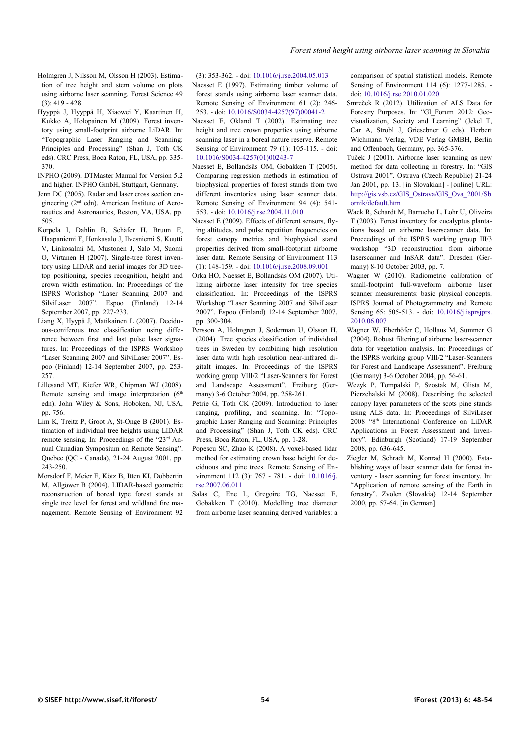Holmgren J, Nilsson M, Olsson H (2003). Estimation of tree height and stem volume on plots using airborne laser scanning. Forest Science 49 (3): 419 - 428.

Hyyppä J, Hyyppä H, Xiaowei Y, Kaartinen H, Kukko A, Holopainen M (2009). Forest inventory using small-footprint airborne LiDAR. In: "Topographic Laser Ranging and Scanning: Principles and Processing" (Shan J, Toth CK eds). CRC Press, Boca Raton, FL, USA, pp. 335-370.

INPHO (2009). DTMaster Manual for Version 5.2 and higher. INPHO GmbH, Stuttgart, Germany.

Jenn DC (2005). Radar and laser cross section engineering (2nd edn). American Institute of Aeronautics and Astronautics, Reston, VA, USA, pp. 505.

Korpela I, Dahlin B, Schäfer H, Bruun E, Haapaniemi F, Honkasalo J, Ilvesniemi S, Kuutti V, Linkosalmi M, Mustonen J, Salo M, Suomi O, Virtanen H (2007). Single-tree forest inventory using LIDAR and aerial images for 3D treetop positioning, species recognition, height and crown width estimation. In: Proceedings of the ISPRS Workshop "Laser Scanning 2007 and SilviLaser 2007". Espoo (Finland) 12-14 September 2007, pp. 227-233.

Liang X, Hyyppä J, Matikainen L (2007). Deciduous-coniferous tree classification using difference between first and last pulse laser signatures. In: Proceedings of the ISPRS Workshop "Laser Scanning 2007 and SilviLaser 2007". Espoo (Finland) 12-14 September 2007, pp. 253-257.

Lillesand MT, Kiefer WR, Chipman WJ (2008). Remote sensing and image interpretation (6th edn). John Wiley & Sons, Hoboken, NJ, USA, pp. 756.

Lim K, Treitz P, Groot A, St-Onge B (2001). Estimation of individual tree heights using LIDAR remote sensing. In: Proceedings of the "23rd Annual Canadian Symposium on Remote Sensing". Quebec (QC - Canada), 21-24 August 2001, pp. 243-250.

Morsdorf F, Meier E, Kötz B, Itten KI, Dobbertin M, Allgöwer B (2004). LIDAR-based geometric reconstruction of boreal type forest stands at single tree level for forest and wildland fire management. Remote Sensing of Environment 92 (3): 353-362. - doi: 10.1016/j.rse.2004.05.013

Naesset E (1997). Estimating timber volume of forest stands using airborne laser scanner data. Remote Sensing of Environment 61 (2): 246-253. - doi: 10.1016/S0034-4257(97)00041-2

Naesset E, Okland T (2002). Estimating tree height and tree crown properties using airborne scanning laser in a boreal nature reserve. Remote Sensing of Environment 79 (1): 105-115. - doi: 10.1016/S0034-4257(01)00243-7

Naesset E, Bollandsås OM, Gobakken T (2005). Comparing regression methods in estimation of biophysical properties of forest stands from two different inventories using laser scanner data. Remote Sensing of Environment 94 (4): 541-553. - doi: 10.1016/j.rse.2004.11.010

Naesset E (2009). Effects of different sensors, flying altitudes, and pulse repetition frequencies on forest canopy metrics and biophysical stand properties derived from small-footprint airborne laser data. Remote Sensing of Environment 113 (1): 148-159. - doi: 10.1016/j.rse.2008.09.001

Orka HO, Naesset E, Bollandsås OM (2007). Utilizing airborne laser intensity for tree species classification. In: Proceedings of the ISPRS Workshop "Laser Scanning 2007 and SilviLaser 2007". Espoo (Finland) 12-14 September 2007, pp. 300-304.

Persson A, Holmgren J, Soderman U, Olsson H, (2004). Tree species classification of individual trees in Sweden by combining high resolution laser data with high resolution near-infrared digitalt images. In: Proceedings of the ISPRS working group VIII/2 "Laser-Scanners for Forest and Landscape Assessment". Freiburg (Germany) 3-6 October 2004, pp. 258-261.

Petrie G, Toth CK (2009). Introduction to laser ranging, profiling, and scanning. In: "Topographic Laser Ranging and Scanning: Principles and Processing" (Shan J, Toth CK eds). CRC Press, Boca Raton, FL, USA, pp. 1-28.

Popescu SC, Zhao K (2008). A voxel-based lidar method for estimating crown base height for deciduous and pine trees. Remote Sensing of Environment 112 (3): 767 - 781. - doi: 10.1016/j.rse.2007.06.011

Salas C, Ene L, Gregoire TG, Naesset E, Gobakken T (2010). Modelling tree diameter from airborne laser scanning derived variables: a comparison of spatial statistical models. Remote Sensing of Environment 114 (6): 1277-1285. - doi: 10.1016/j.rse.2010.01.020

Smreček R (2012). Utilization of ALS Data for Forestry Purposes. In: "GI_Forum 2012: Geovisualization, Society and Learning" (Jekel T, Car A, Strobl J, Griesebner G eds). Herbert Wichmann Verlag, VDE Verlag GMBH, Berlin and Offenbach, Germany, pp. 365-376.

Tuček J (2001). Airborne laser scanning as new method for data collecting in forestry. In: "GIS Ostrava 2001". Ostrava (Czech Republic) 21-24 Jan 2001, pp. 13. [in Slovakian] - [online] URL: http://gis.vsb.cz/GIS_Ostrava/GIS_Ova_2001/Sbornik/default.htm

Wack R, Schardt M, Barrucho L, Lohr U, Oliveira T (2003). Forest inventory for eucalyptus plantations based on airborne laserscanner data. In: Proceedings of the ISPRS working group III/3 workshop "3D reconstruction from airborne laserscanner and InSAR data". Dresden (Germany) 8-10 October 2003, pp. 7.

Wagner W (2010). Radiometric calibration of small-footprint full-waveform airborne laser scanner measurements: basic physical concepts. ISPRS Journal of Photogrammetry and Remote Sensing 65: 505-513. - doi: 10.1016/j.isprsjprs.2010.06.007

Wagner W, Eberhöfer C, Hollaus M, Summer G (2004). Robust filtering of airborne laser-scanner data for vegetation analysis. In: Proceedings of the ISPRS working group VIII/2 "Laser-Scanners for Forest and Landscape Assessment". Freiburg (Germany) 3-6 October 2004, pp. 56-61.

Wezyk P, Tompalski P, Szostak M, Glista M, Pierzchalski M (2008). Describing the selected canopy layer parameters of the scots pine stands using ALS data. In: Proceedings of SilviLaser 2008 "8th International Conference on LiDAR Applications in Forest Assessment and Inventory". Edinburgh (Scotland) 17-19 September 2008, pp. 636-645.

Ziegler M, Schradt M, Konrad H (2000). Establishing ways of laser scanner data for forest inventory - laser scanning for forest inventory. In: "Application of remote sensing of the Earth in forestry". Zvolen (Slovakia) 12-14 September 2000, pp. 57-64. [in German]